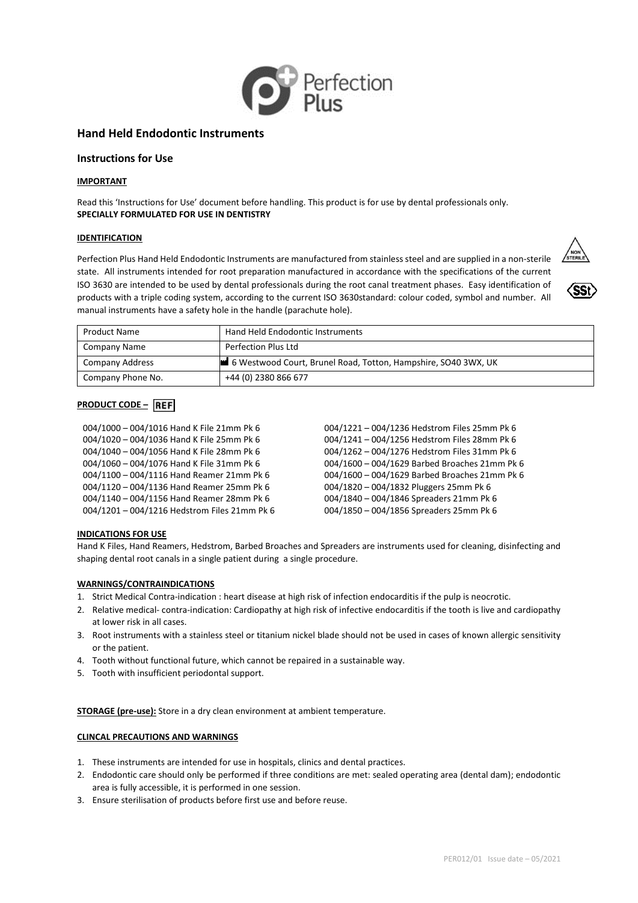# Hand Held Endodontic Instruments

## Instructions for Use

**IMPORTANT**

Read this 'Instructions for Use' document before handling. This product is for use by dental professionals only.
**SPECIALLY FORMULATED FOR USE IN DENTISTRY**

**IDENTIFICATION**

Perfection Plus Hand Held Endodontic Instruments are manufactured from stainless steel and are supplied in a non-sterile state. All instruments intended for root preparation manufactured in accordance with the specifications of the current ISO 3630 are intended to be used by dental professionals during the root canal treatment phases. Easy identification of products with a triple coding system, according to the current ISO 3630standard: colour coded, symbol and number. All manual instruments have a safety hole in the handle (parachute hole).

| Product Name | Hand Held Endodontic Instruments |
|---|---|
| Company Name | Perfection Plus Ltd |
| Company Address | 6 Westwood Court, Brunel Road, Totton, Hampshire, SO40 3WX, UK |
| Company Phone No. | +44 (0) 2380 866 677 |

**PRODUCT CODE – REF**

004/1000 – 004/1016 Hand K File 21mm Pk 6
004/1020 – 004/1036 Hand K File 25mm Pk 6
004/1040 – 004/1056 Hand K File 28mm Pk 6
004/1060 – 004/1076 Hand K File 31mm Pk 6
004/1100 – 004/1116 Hand Reamer 21mm Pk 6
004/1120 – 004/1136 Hand Reamer 25mm Pk 6
004/1140 – 004/1156 Hand Reamer 28mm Pk 6
004/1201 – 004/1216 Hedstrom Files 21mm Pk 6
004/1221 – 004/1236 Hedstrom Files 25mm Pk 6
004/1241 – 004/1256 Hedstrom Files 28mm Pk 6
004/1262 – 004/1276 Hedstrom Files 31mm Pk 6
004/1600 – 004/1629 Barbed Broaches 21mm Pk 6
004/1600 – 004/1629 Barbed Broaches 21mm Pk 6
004/1820 – 004/1832 Pluggers 25mm Pk 6
004/1840 – 004/1846 Spreaders 21mm Pk 6
004/1850 – 004/1856 Spreaders 25mm Pk 6

**INDICATIONS FOR USE**

Hand K Files, Hand Reamers, Hedstrom, Barbed Broaches and Spreaders are instruments used for cleaning, disinfecting and shaping dental root canals in a single patient during a single procedure.

**WARNINGS/CONTRAINDICATIONS**

1. Strict Medical Contra-indication : heart disease at high risk of infection endocarditis if the pulp is neocrotic.
2. Relative medical- contra-indication: Cardiopathy at high risk of infective endocarditis if the tooth is live and cardiopathy at lower risk in all cases.
3. Root instruments with a stainless steel or titanium nickel blade should not be used in cases of known allergic sensitivity or the patient.
4. Tooth without functional future, which cannot be repaired in a sustainable way.
5. Tooth with insufficient periodontal support.

**STORAGE (pre-use):** Store in a dry clean environment at ambient temperature.

**CLINCAL PRECAUTIONS AND WARNINGS**

1. These instruments are intended for use in hospitals, clinics and dental practices.
2. Endodontic care should only be performed if three conditions are met: sealed operating area (dental dam); endodontic area is fully accessible, it is performed in one session.
3. Ensure sterilisation of products before first use and before reuse.

PER012/01 Issue date – 05/2021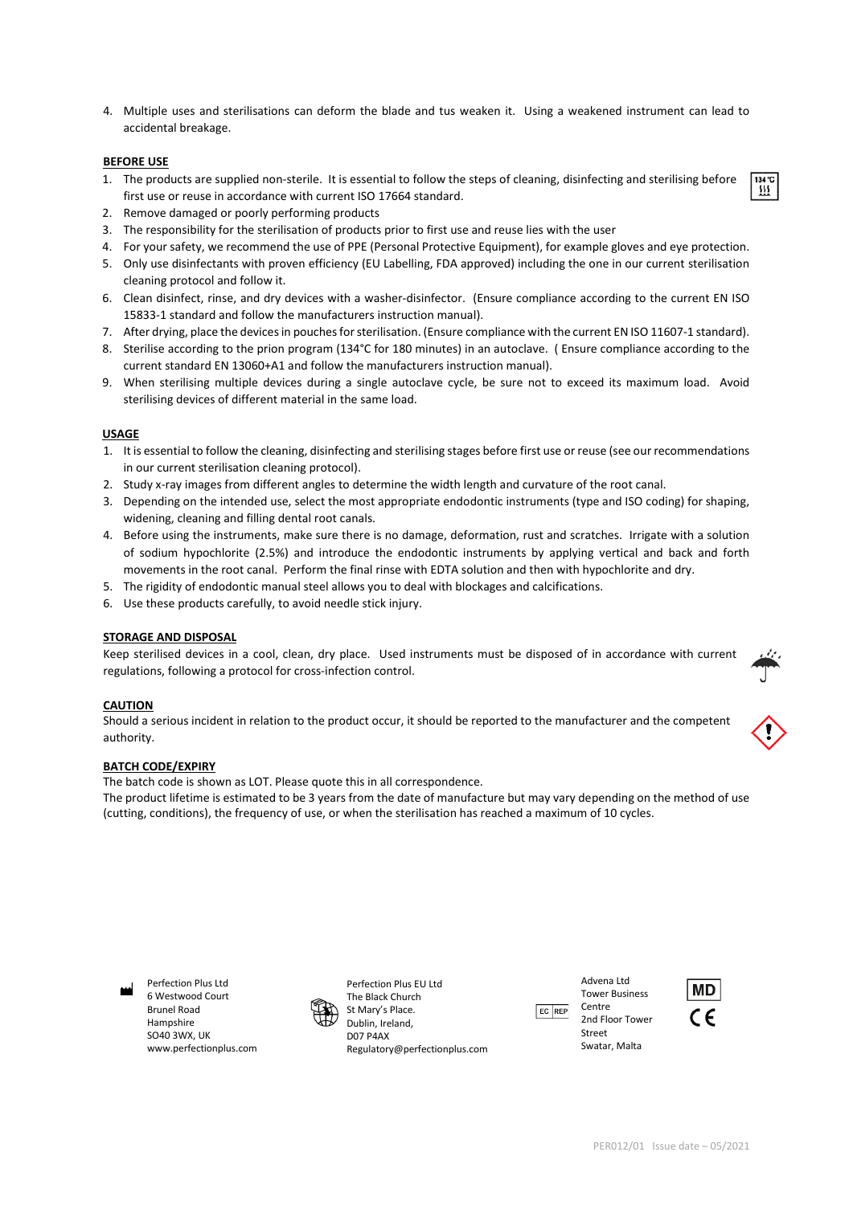4. Multiple uses and sterilisations can deform the blade and tus weaken it. Using a weakened instrument can lead to accidental breakage.

**BEFORE USE**

1. The products are supplied non-sterile. It is essential to follow the steps of cleaning, disinfecting and sterilising before first use or reuse in accordance with current ISO 17664 standard.
2. Remove damaged or poorly performing products
3. The responsibility for the sterilisation of products prior to first use and reuse lies with the user
4. For your safety, we recommend the use of PPE (Personal Protective Equipment), for example gloves and eye protection.
5. Only use disinfectants with proven efficiency (EU Labelling, FDA approved) including the one in our current sterilisation cleaning protocol and follow it.
6. Clean disinfect, rinse, and dry devices with a washer-disinfector. (Ensure compliance according to the current EN ISO 15833-1 standard and follow the manufacturers instruction manual).
7. After drying, place the devices in pouches for sterilisation. (Ensure compliance with the current EN ISO 11607-1 standard).
8. Sterilise according to the prion program (134°C for 180 minutes) in an autoclave. ( Ensure compliance according to the current standard EN 13060+A1 and follow the manufacturers instruction manual).
9. When sterilising multiple devices during a single autoclave cycle, be sure not to exceed its maximum load. Avoid sterilising devices of different material in the same load.

134°C

**USAGE**

1. It is essential to follow the cleaning, disinfecting and sterilising stages before first use or reuse (see our recommendations in our current sterilisation cleaning protocol).
2. Study x-ray images from different angles to determine the width length and curvature of the root canal.
3. Depending on the intended use, select the most appropriate endodontic instruments (type and ISO coding) for shaping, widening, cleaning and filling dental root canals.
4. Before using the instruments, make sure there is no damage, deformation, rust and scratches. Irrigate with a solution of sodium hypochlorite (2.5%) and introduce the endodontic instruments by applying vertical and back and forth movements in the root canal. Perform the final rinse with EDTA solution and then with hypochlorite and dry.
5. The rigidity of endodontic manual steel allows you to deal with blockages and calcifications.
6. Use these products carefully, to avoid needle stick injury.

**STORAGE AND DISPOSAL**

Keep sterilised devices in a cool, clean, dry place. Used instruments must be disposed of in accordance with current regulations, following a protocol for cross-infection control.

**CAUTION**

Should a serious incident in relation to the product occur, it should be reported to the manufacturer and the competent authority.

**BATCH CODE/EXPIRY**

The batch code is shown as LOT. Please quote this in all correspondence.
The product lifetime is estimated to be 3 years from the date of manufacture but may vary depending on the method of use (cutting, conditions), the frequency of use, or when the sterilisation has reached a maximum of 10 cycles.

Perfection Plus Ltd
6 Westwood Court
Brunel Road
Hampshire
SO40 3WX, UK
www.perfectionplus.com

Perfection Plus EU Ltd
The Black Church
St Mary's Place.
Dublin, Ireland,
D07 P4AX
Regulatory@perfectionplus.com

EC REP

Advena Ltd
Tower Business Centre
2nd Floor Tower Street
Swatar, Malta

MD

CE

PER012/01 Issue date – 05/2021